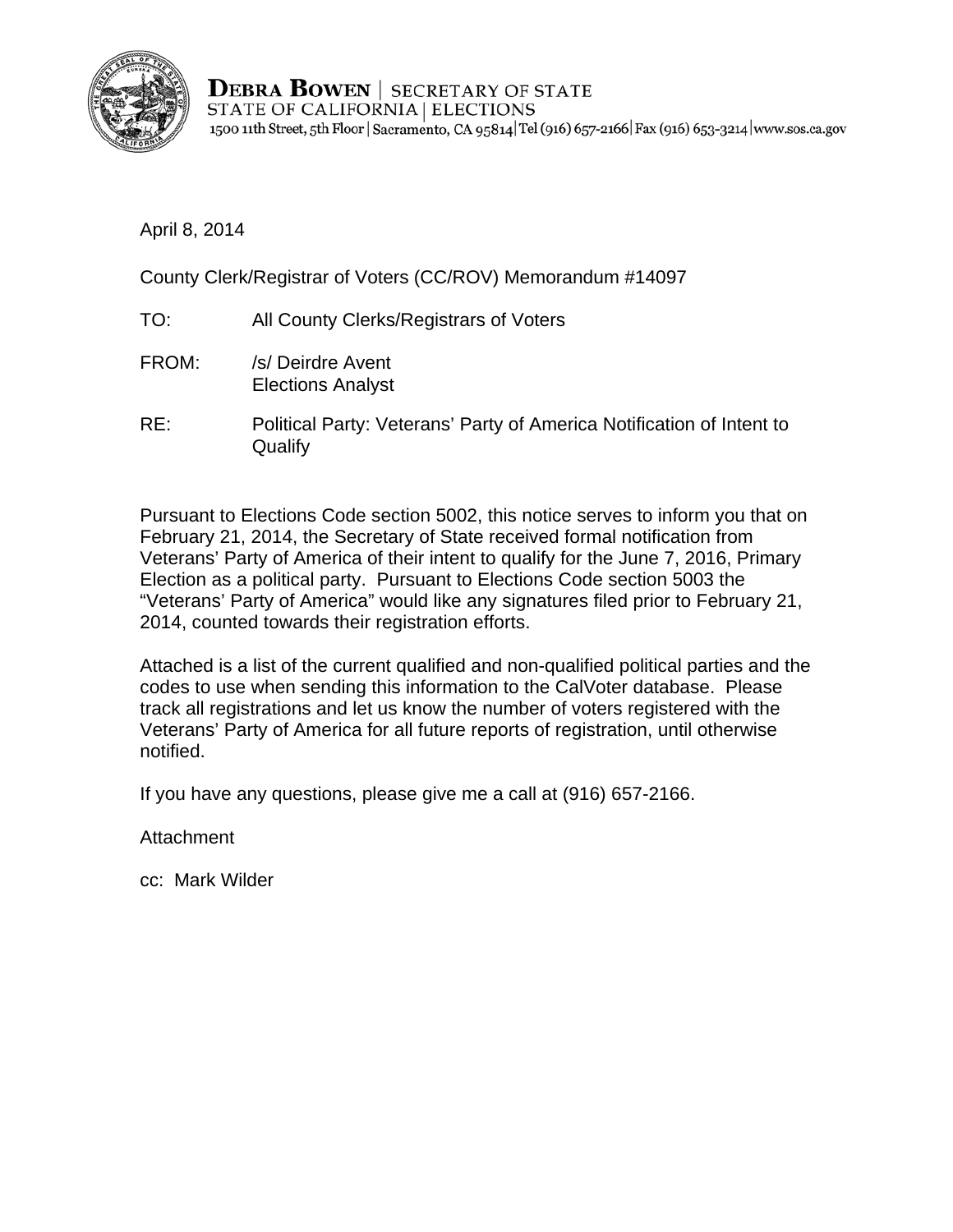**DEBRA BOWEN** | SECRETARY OF STATE
STATE OF CALIFORNIA | ELECTIONS
1500 11th Street, 5th Floor | Sacramento, CA 95814 | Tel (916) 657-2166 | Fax (916) 653-3214 | www.sos.ca.gov

April 8, 2014

County Clerk/Registrar of Voters (CC/ROV) Memorandum #14097

TO: All County Clerks/Registrars of Voters

FROM: /s/ Deirdre Avent
Elections Analyst

RE: Political Party: Veterans' Party of America Notification of Intent to Qualify

Pursuant to Elections Code section 5002, this notice serves to inform you that on February 21, 2014, the Secretary of State received formal notification from Veterans' Party of America of their intent to qualify for the June 7, 2016, Primary Election as a political party. Pursuant to Elections Code section 5003 the "Veterans' Party of America" would like any signatures filed prior to February 21, 2014, counted towards their registration efforts.

Attached is a list of the current qualified and non-qualified political parties and the codes to use when sending this information to the CalVoter database. Please track all registrations and let us know the number of voters registered with the Veterans' Party of America for all future reports of registration, until otherwise notified.

If you have any questions, please give me a call at (916) 657-2166.

Attachment

cc: Mark Wilder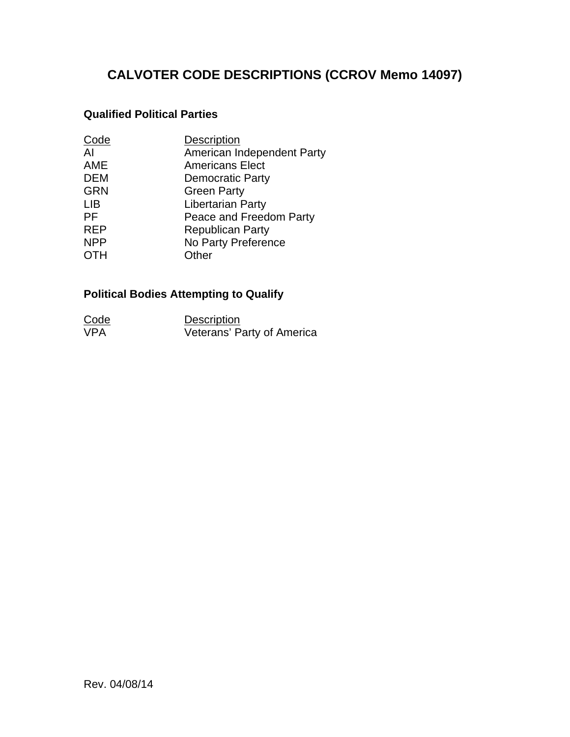# CALVOTER CODE DESCRIPTIONS (CCROV Memo 14097)

## Qualified Political Parties

| Code | Description |
| --- | --- |
| AI | American Independent Party |
| AME | Americans Elect |
| DEM | Democratic Party |
| GRN | Green Party |
| LIB | Libertarian Party |
| PF | Peace and Freedom Party |
| REP | Republican Party |
| NPP | No Party Preference |
| OTH | Other |

## Political Bodies Attempting to Qualify

| Code | Description |
| --- | --- |
| VPA | Veterans' Party of America |

Rev. 04/08/14